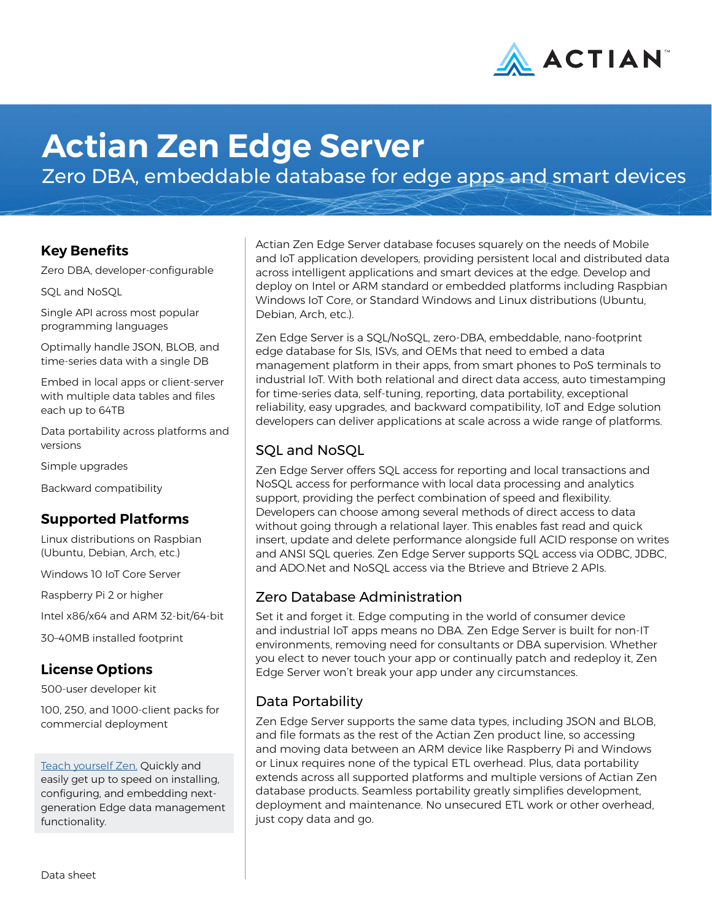# Actian Zen Edge Server

Zero DBA, embeddable database for edge apps and smart devices

## Key Benefits

Zero DBA, developer-configurable

SQL and NoSQL

Single API across most popular programming languages

Optimally handle JSON, BLOB, and time-series data with a single DB

Embed in local apps or client-server with multiple data tables and files each up to 64TB

Data portability across platforms and versions

Simple upgrades

Backward compatibility

## Supported Platforms

Linux distributions on Raspbian (Ubuntu, Debian, Arch, etc.)

Windows 10 IoT Core Server

Raspberry Pi 2 or higher

Intel x86/x64 and ARM 32-bit/64-bit

30–40MB installed footprint

## License Options

500-user developer kit

100, 250, and 1000-client packs for commercial deployment

Teach yourself Zen. Quickly and easily get up to speed on installing, configuring, and embedding next-generation Edge data management functionality.

Actian Zen Edge Server database focuses squarely on the needs of Mobile and IoT application developers, providing persistent local and distributed data across intelligent applications and smart devices at the edge. Develop and deploy on Intel or ARM standard or embedded platforms including Raspbian Windows IoT Core, or Standard Windows and Linux distributions (Ubuntu, Debian, Arch, etc.).

Zen Edge Server is a SQL/NoSQL, zero-DBA, embeddable, nano-footprint edge database for SIs, ISVs, and OEMs that need to embed a data management platform in their apps, from smart phones to PoS terminals to industrial IoT. With both relational and direct data access, auto timestamping for time-series data, self-tuning, reporting, data portability, exceptional reliability, easy upgrades, and backward compatibility, IoT and Edge solution developers can deliver applications at scale across a wide range of platforms.

## SQL and NoSQL

Zen Edge Server offers SQL access for reporting and local transactions and NoSQL access for performance with local data processing and analytics support, providing the perfect combination of speed and flexibility. Developers can choose among several methods of direct access to data without going through a relational layer. This enables fast read and quick insert, update and delete performance alongside full ACID response on writes and ANSI SQL queries. Zen Edge Server supports SQL access via ODBC, JDBC, and ADO.Net and NoSQL access via the Btrieve and Btrieve 2 APIs.

## Zero Database Administration

Set it and forget it. Edge computing in the world of consumer device and industrial IoT apps means no DBA. Zen Edge Server is built for non-IT environments, removing need for consultants or DBA supervision. Whether you elect to never touch your app or continually patch and redeploy it, Zen Edge Server won't break your app under any circumstances.

## Data Portability

Zen Edge Server supports the same data types, including JSON and BLOB, and file formats as the rest of the Actian Zen product line, so accessing and moving data between an ARM device like Raspberry Pi and Windows or Linux requires none of the typical ETL overhead. Plus, data portability extends across all supported platforms and multiple versions of Actian Zen database products. Seamless portability greatly simplifies development, deployment and maintenance. No unsecured ETL work or other overhead, just copy data and go.

Data sheet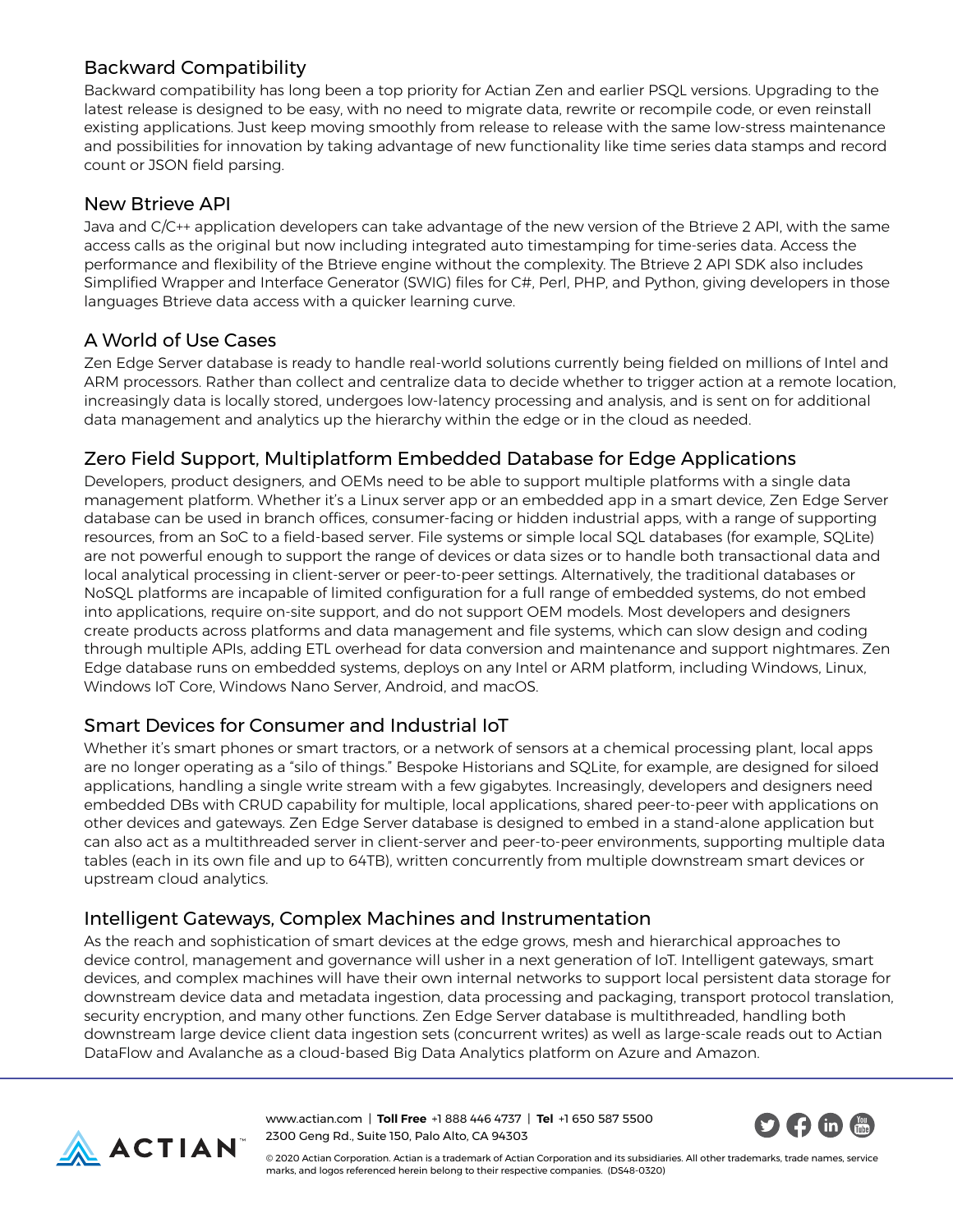## Backward Compatibility

Backward compatibility has long been a top priority for Actian Zen and earlier PSQL versions. Upgrading to the latest release is designed to be easy, with no need to migrate data, rewrite or recompile code, or even reinstall existing applications. Just keep moving smoothly from release to release with the same low-stress maintenance and possibilities for innovation by taking advantage of new functionality like time series data stamps and record count or JSON field parsing.

## New Btrieve API

Java and C/C++ application developers can take advantage of the new version of the Btrieve 2 API, with the same access calls as the original but now including integrated auto timestamping for time-series data. Access the performance and flexibility of the Btrieve engine without the complexity. The Btrieve 2 API SDK also includes Simplified Wrapper and Interface Generator (SWIG) files for C#, Perl, PHP, and Python, giving developers in those languages Btrieve data access with a quicker learning curve.

## A World of Use Cases

Zen Edge Server database is ready to handle real-world solutions currently being fielded on millions of Intel and ARM processors. Rather than collect and centralize data to decide whether to trigger action at a remote location, increasingly data is locally stored, undergoes low-latency processing and analysis, and is sent on for additional data management and analytics up the hierarchy within the edge or in the cloud as needed.

## Zero Field Support, Multiplatform Embedded Database for Edge Applications

Developers, product designers, and OEMs need to be able to support multiple platforms with a single data management platform. Whether it's a Linux server app or an embedded app in a smart device, Zen Edge Server database can be used in branch offices, consumer-facing or hidden industrial apps, with a range of supporting resources, from an SoC to a field-based server. File systems or simple local SQL databases (for example, SQLite) are not powerful enough to support the range of devices or data sizes or to handle both transactional data and local analytical processing in client-server or peer-to-peer settings. Alternatively, the traditional databases or NoSQL platforms are incapable of limited configuration for a full range of embedded systems, do not embed into applications, require on-site support, and do not support OEM models. Most developers and designers create products across platforms and data management and file systems, which can slow design and coding through multiple APIs, adding ETL overhead for data conversion and maintenance and support nightmares. Zen Edge database runs on embedded systems, deploys on any Intel or ARM platform, including Windows, Linux, Windows IoT Core, Windows Nano Server, Android, and macOS.

## Smart Devices for Consumer and Industrial IoT

Whether it's smart phones or smart tractors, or a network of sensors at a chemical processing plant, local apps are no longer operating as a "silo of things." Bespoke Historians and SQLite, for example, are designed for siloed applications, handling a single write stream with a few gigabytes. Increasingly, developers and designers need embedded DBs with CRUD capability for multiple, local applications, shared peer-to-peer with applications on other devices and gateways. Zen Edge Server database is designed to embed in a stand-alone application but can also act as a multithreaded server in client-server and peer-to-peer environments, supporting multiple data tables (each in its own file and up to 64TB), written concurrently from multiple downstream smart devices or upstream cloud analytics.

## Intelligent Gateways, Complex Machines and Instrumentation

As the reach and sophistication of smart devices at the edge grows, mesh and hierarchical approaches to device control, management and governance will usher in a next generation of IoT. Intelligent gateways, smart devices, and complex machines will have their own internal networks to support local persistent data storage for downstream device data and metadata ingestion, data processing and packaging, transport protocol translation, security encryption, and many other functions. Zen Edge Server database is multithreaded, handling both downstream large device client data ingestion sets (concurrent writes) as well as large-scale reads out to Actian DataFlow and Avalanche as a cloud-based Big Data Analytics platform on Azure and Amazon.

www.actian.com | **Toll Free** +1 888 446 4737 | **Tel** +1 650 587 5500
2300 Geng Rd., Suite 150, Palo Alto, CA 94303

© 2020 Actian Corporation. Actian is a trademark of Actian Corporation and its subsidiaries. All other trademarks, trade names, service marks, and logos referenced herein belong to their respective companies. (DS48-0320)